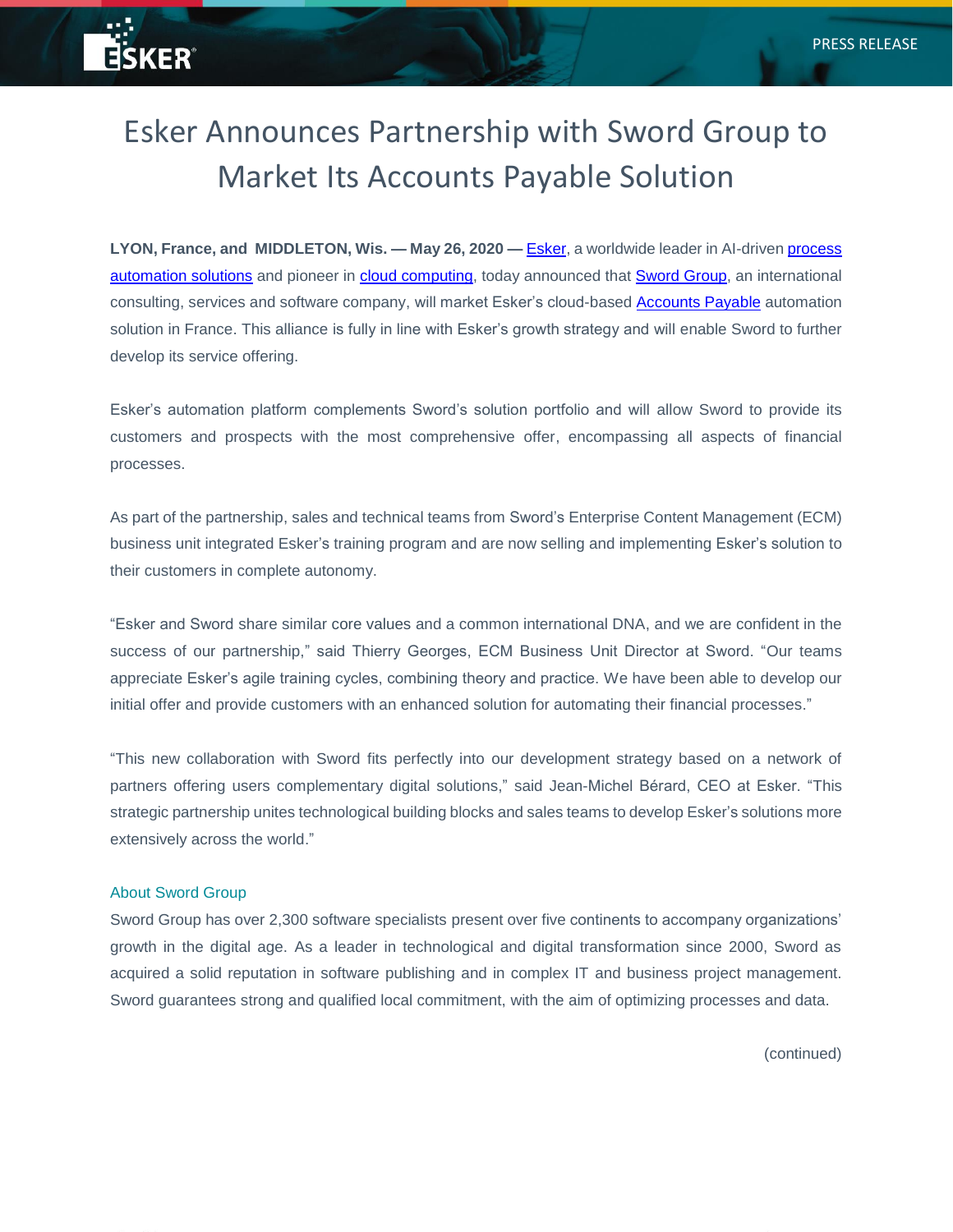PRESS RELEASE

# Esker Announces Partnership with Sword Group to Market Its Accounts Payable Solution

**LYON, France, and MIDDLETON, Wis. — May 26, 2020 —** Esker, a worldwide leader in AI-driven process automation solutions and pioneer in cloud computing, today announced that Sword Group, an international consulting, services and software company, will market Esker's cloud-based Accounts Payable automation solution in France. This alliance is fully in line with Esker's growth strategy and will enable Sword to further develop its service offering.

Esker's automation platform complements Sword's solution portfolio and will allow Sword to provide its customers and prospects with the most comprehensive offer, encompassing all aspects of financial processes.

As part of the partnership, sales and technical teams from Sword's Enterprise Content Management (ECM) business unit integrated Esker's training program and are now selling and implementing Esker's solution to their customers in complete autonomy.

"Esker and Sword share similar core values and a common international DNA, and we are confident in the success of our partnership," said Thierry Georges, ECM Business Unit Director at Sword. "Our teams appreciate Esker's agile training cycles, combining theory and practice. We have been able to develop our initial offer and provide customers with an enhanced solution for automating their financial processes."

"This new collaboration with Sword fits perfectly into our development strategy based on a network of partners offering users complementary digital solutions," said Jean-Michel Bérard, CEO at Esker. "This strategic partnership unites technological building blocks and sales teams to develop Esker's solutions more extensively across the world."

### About Sword Group

Sword Group has over 2,300 software specialists present over five continents to accompany organizations' growth in the digital age. As a leader in technological and digital transformation since 2000, Sword as acquired a solid reputation in software publishing and in complex IT and business project management. Sword guarantees strong and qualified local commitment, with the aim of optimizing processes and data.

(continued)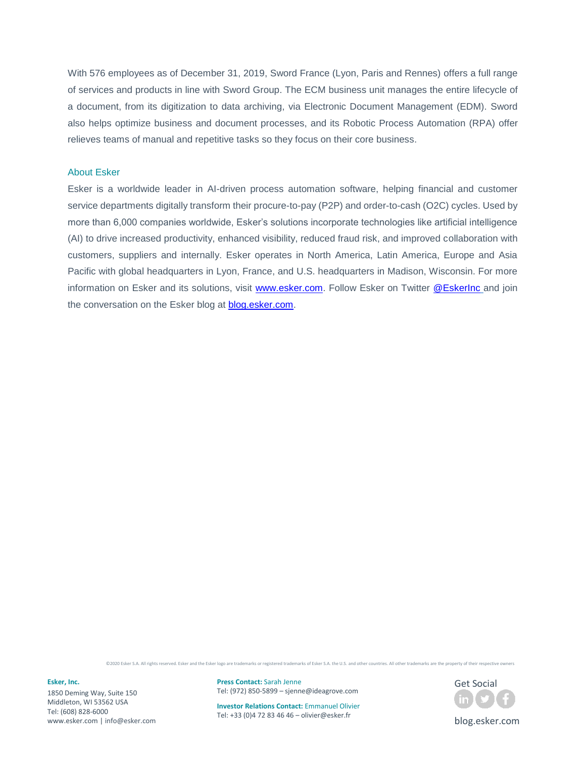With 576 employees as of December 31, 2019, Sword France (Lyon, Paris and Rennes) offers a full range of services and products in line with Sword Group. The ECM business unit manages the entire lifecycle of a document, from its digitization to data archiving, via Electronic Document Management (EDM). Sword also helps optimize business and document processes, and its Robotic Process Automation (RPA) offer relieves teams of manual and repetitive tasks so they focus on their core business.

## About Esker

Esker is a worldwide leader in AI-driven process automation software, helping financial and customer service departments digitally transform their procure-to-pay (P2P) and order-to-cash (O2C) cycles. Used by more than 6,000 companies worldwide, Esker's solutions incorporate technologies like artificial intelligence (AI) to drive increased productivity, enhanced visibility, reduced fraud risk, and improved collaboration with customers, suppliers and internally. Esker operates in North America, Latin America, Europe and Asia Pacific with global headquarters in Lyon, France, and U.S. headquarters in Madison, Wisconsin. For more information on Esker and its solutions, visit [www.esker.com](http://www.esker.com). Follow Esker on Twitter [@EskerInc](https://twitter.com/EskerInc) and join the conversation on the Esker blog at [blog.esker.com](http://blog.esker.com).

©2020 Esker S.A. All rights reserved. Esker and the Esker logo are trademarks or registered trademarks of Esker S.A. the U.S. and other countries. All other trademarks are the property of their respective owners

**Esker, Inc.**
1850 Deming Way, Suite 150
Middleton, WI 53562 USA
Tel: (608) 828-6000
www.esker.com | info@esker.com

**Press Contact:** Sarah Jenne
Tel: (972) 850-5899 – sjenne@ideagrove.com

**Investor Relations Contact:** Emmanuel Olivier
Tel: +33 (0)4 72 83 46 46 – olivier@esker.fr

Get Social
blog.esker.com